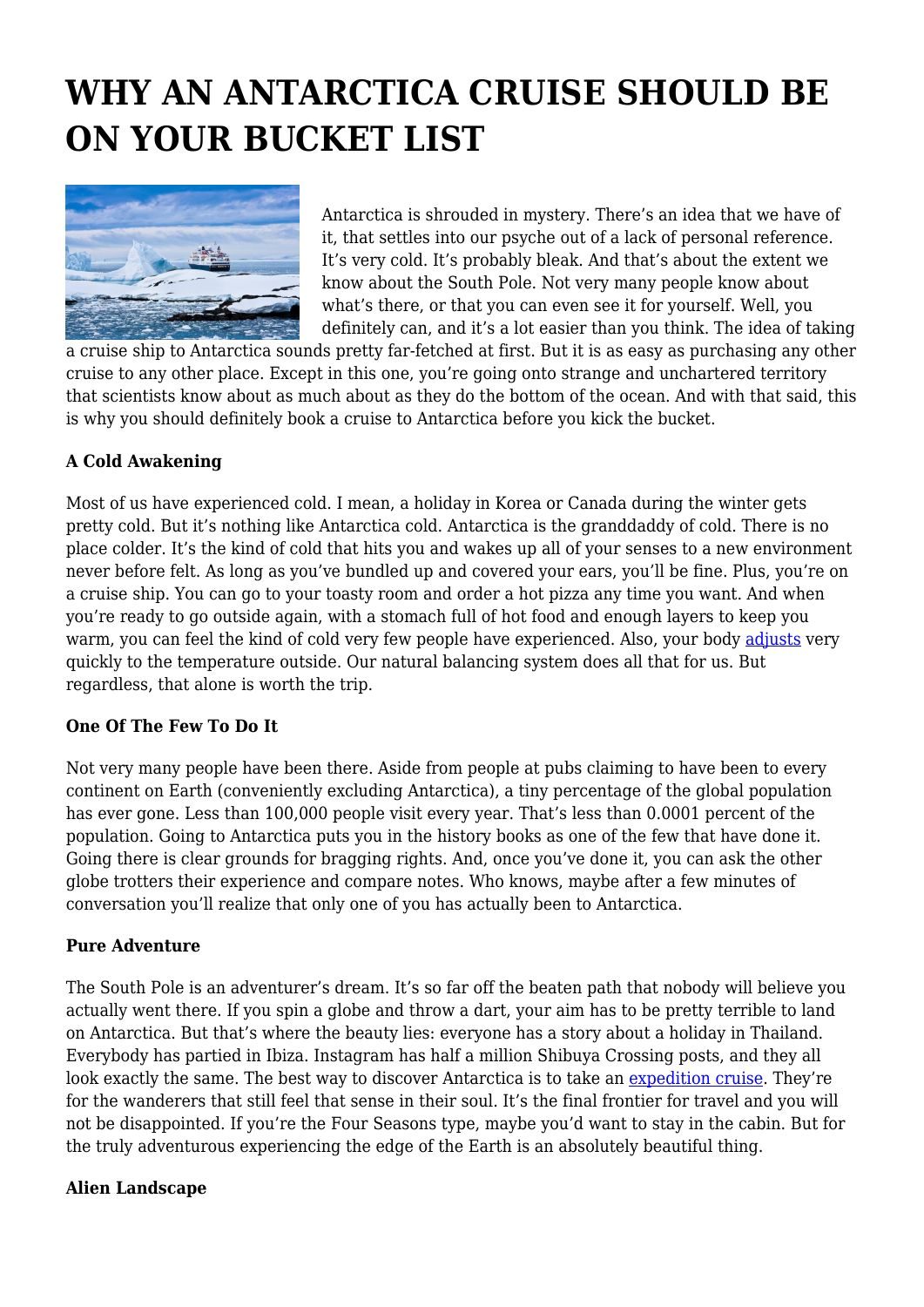# WHY AN ANTARCTICA CRUISE SHOULD BE ON YOUR BUCKET LIST

Antarctica is shrouded in mystery. There's an idea that we have of it, that settles into our psyche out of a lack of personal reference. It's very cold. It's probably bleak. And that's about the extent we know about the South Pole. Not very many people know about what's there, or that you can even see it for yourself. Well, you definitely can, and it's a lot easier than you think. The idea of taking a cruise ship to Antarctica sounds pretty far-fetched at first. But it is as easy as purchasing any other cruise to any other place. Except in this one, you're going onto strange and unchartered territory that scientists know about as much about as they do the bottom of the ocean. And with that said, this is why you should definitely book a cruise to Antarctica before you kick the bucket.

**A Cold Awakening**

Most of us have experienced cold. I mean, a holiday in Korea or Canada during the winter gets pretty cold. But it's nothing like Antarctica cold. Antarctica is the granddaddy of cold. There is no place colder. It's the kind of cold that hits you and wakes up all of your senses to a new environment never before felt. As long as you've bundled up and covered your ears, you'll be fine. Plus, you're on a cruise ship. You can go to your toasty room and order a hot pizza any time you want. And when you're ready to go outside again, with a stomach full of hot food and enough layers to keep you warm, you can feel the kind of cold very few people have experienced. Also, your body adjusts very quickly to the temperature outside. Our natural balancing system does all that for us. But regardless, that alone is worth the trip.

**One Of The Few To Do It**

Not very many people have been there. Aside from people at pubs claiming to have been to every continent on Earth (conveniently excluding Antarctica), a tiny percentage of the global population has ever gone. Less than 100,000 people visit every year. That's less than 0.0001 percent of the population. Going to Antarctica puts you in the history books as one of the few that have done it. Going there is clear grounds for bragging rights. And, once you've done it, you can ask the other globe trotters their experience and compare notes. Who knows, maybe after a few minutes of conversation you'll realize that only one of you has actually been to Antarctica.

**Pure Adventure**

The South Pole is an adventurer's dream. It's so far off the beaten path that nobody will believe you actually went there. If you spin a globe and throw a dart, your aim has to be pretty terrible to land on Antarctica. But that's where the beauty lies: everyone has a story about a holiday in Thailand. Everybody has partied in Ibiza. Instagram has half a million Shibuya Crossing posts, and they all look exactly the same. The best way to discover Antarctica is to take an expedition cruise. They're for the wanderers that still feel that sense in their soul. It's the final frontier for travel and you will not be disappointed. If you're the Four Seasons type, maybe you'd want to stay in the cabin. But for the truly adventurous experiencing the edge of the Earth is an absolutely beautiful thing.

**Alien Landscape**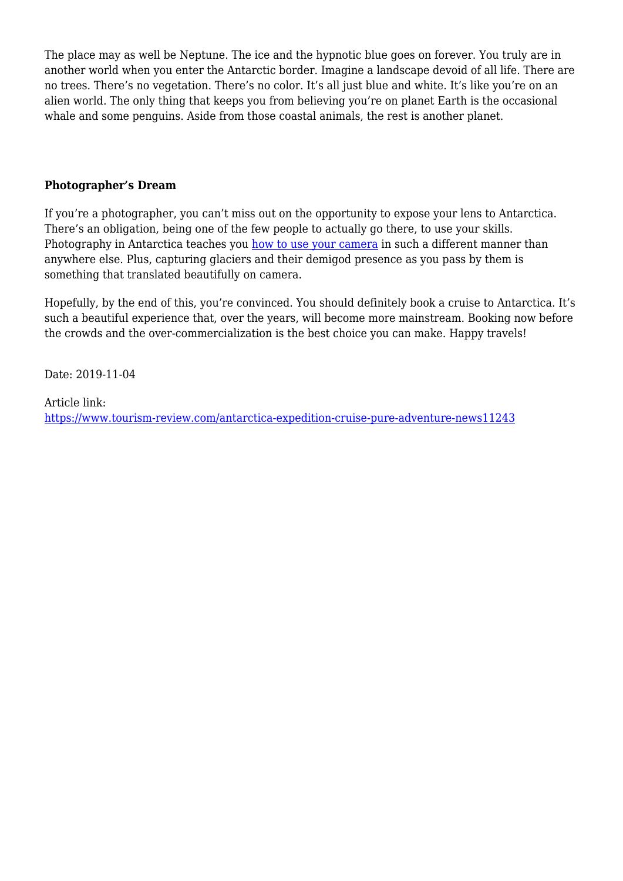The place may as well be Neptune. The ice and the hypnotic blue goes on forever. You truly are in another world when you enter the Antarctic border. Imagine a landscape devoid of all life. There are no trees. There's no vegetation. There's no color. It's all just blue and white. It's like you're on an alien world. The only thing that keeps you from believing you're on planet Earth is the occasional whale and some penguins. Aside from those coastal animals, the rest is another planet.

**Photographer's Dream**

If you're a photographer, you can't miss out on the opportunity to expose your lens to Antarctica. There's an obligation, being one of the few people to actually go there, to use your skills. Photography in Antarctica teaches you how to use your camera in such a different manner than anywhere else. Plus, capturing glaciers and their demigod presence as you pass by them is something that translated beautifully on camera.

Hopefully, by the end of this, you're convinced. You should definitely book a cruise to Antarctica. It's such a beautiful experience that, over the years, will become more mainstream. Booking now before the crowds and the over-commercialization is the best choice you can make. Happy travels!

Date: 2019-11-04

Article link:
https://www.tourism-review.com/antarctica-expedition-cruise-pure-adventure-news11243